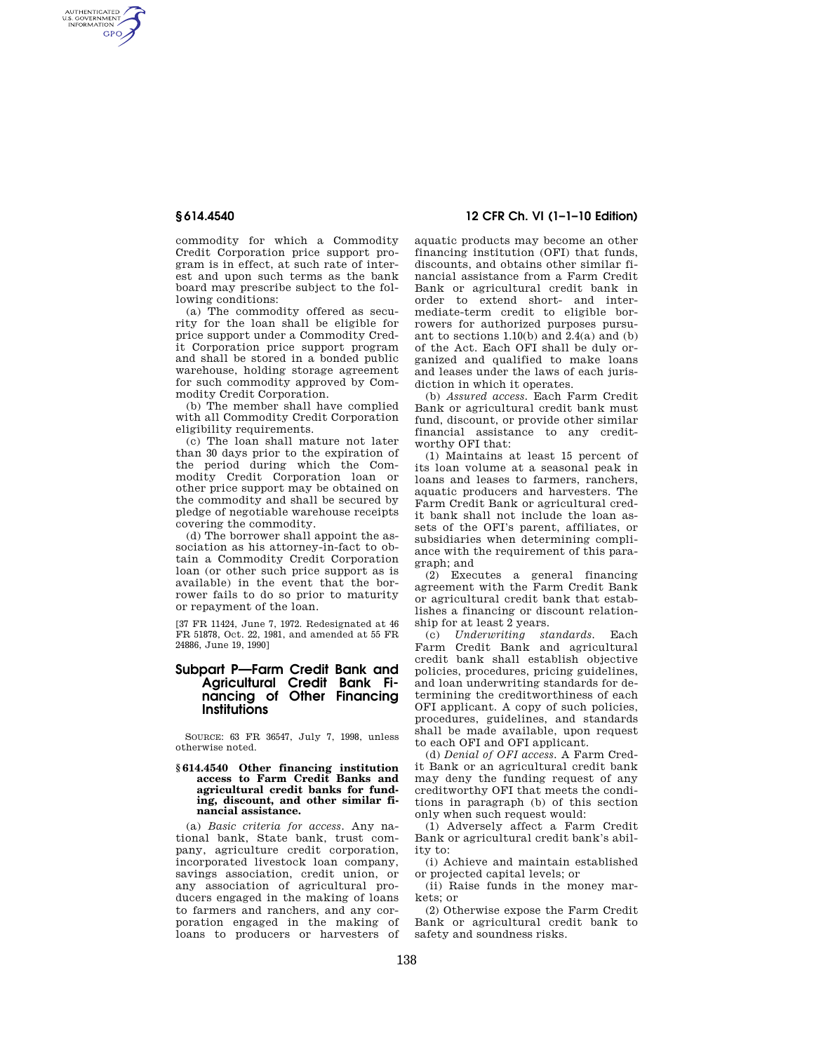commodity for which a Commodity Credit Corporation price support program is in effect, at such rate of interest and upon such terms as the bank board may prescribe subject to the following conditions:

(a) The commodity offered as security for the loan shall be eligible for price support under a Commodity Credit Corporation price support program and shall be stored in a bonded public warehouse, holding storage agreement for such commodity approved by Commodity Credit Corporation.

(b) The member shall have complied with all Commodity Credit Corporation eligibility requirements.

(c) The loan shall mature not later than 30 days prior to the expiration of the period during which the Commodity Credit Corporation loan or other price support may be obtained on the commodity and shall be secured by pledge of negotiable warehouse receipts covering the commodity.

(d) The borrower shall appoint the association as his attorney-in-fact to obtain a Commodity Credit Corporation loan (or other such price support as is available) in the event that the borrower fails to do so prior to maturity or repayment of the loan.

[37 FR 11424, June 7, 1972. Redesignated at 46 FR 51878, Oct. 22, 1981, and amended at 55 FR 24886, June 19, 1990]

## Subpart P—Farm Credit Bank and Agricultural Credit Bank Financing of Other Financing Institutions

SOURCE: 63 FR 36547, July 7, 1998, unless otherwise noted.

### § 614.4540 Other financing institution access to Farm Credit Banks and agricultural credit banks for funding, discount, and other similar financial assistance.

(a) *Basic criteria for access.* Any national bank, State bank, trust company, agriculture credit corporation, incorporated livestock loan company, savings association, credit union, or any association of agricultural producers engaged in the making of loans to farmers and ranchers, and any corporation engaged in the making of loans to producers or harvesters of aquatic products may become an other financing institution (OFI) that funds, discounts, and obtains other similar financial assistance from a Farm Credit Bank or agricultural credit bank in order to extend short- and intermediate-term credit to eligible borrowers for authorized purposes pursuant to sections 1.10(b) and 2.4(a) and (b) of the Act. Each OFI shall be duly organized and qualified to make loans and leases under the laws of each jurisdiction in which it operates.

(b) *Assured access.* Each Farm Credit Bank or agricultural credit bank must fund, discount, or provide other similar financial assistance to any creditworthy OFI that:

(1) Maintains at least 15 percent of its loan volume at a seasonal peak in loans and leases to farmers, ranchers, aquatic producers and harvesters. The Farm Credit Bank or agricultural credit bank shall not include the loan assets of the OFI's parent, affiliates, or subsidiaries when determining compliance with the requirement of this paragraph; and

(2) Executes a general financing agreement with the Farm Credit Bank or agricultural credit bank that establishes a financing or discount relationship for at least 2 years.

(c) *Underwriting standards.* Each Farm Credit Bank and agricultural credit bank shall establish objective policies, procedures, pricing guidelines, and loan underwriting standards for determining the creditworthiness of each OFI applicant. A copy of such policies, procedures, guidelines, and standards shall be made available, upon request to each OFI and OFI applicant.

(d) *Denial of OFI access.* A Farm Credit Bank or an agricultural credit bank may deny the funding request of any creditworthy OFI that meets the conditions in paragraph (b) of this section only when such request would:

(1) Adversely affect a Farm Credit Bank or agricultural credit bank's ability to:

(i) Achieve and maintain established or projected capital levels; or

(ii) Raise funds in the money markets; or

(2) Otherwise expose the Farm Credit Bank or agricultural credit bank to safety and soundness risks.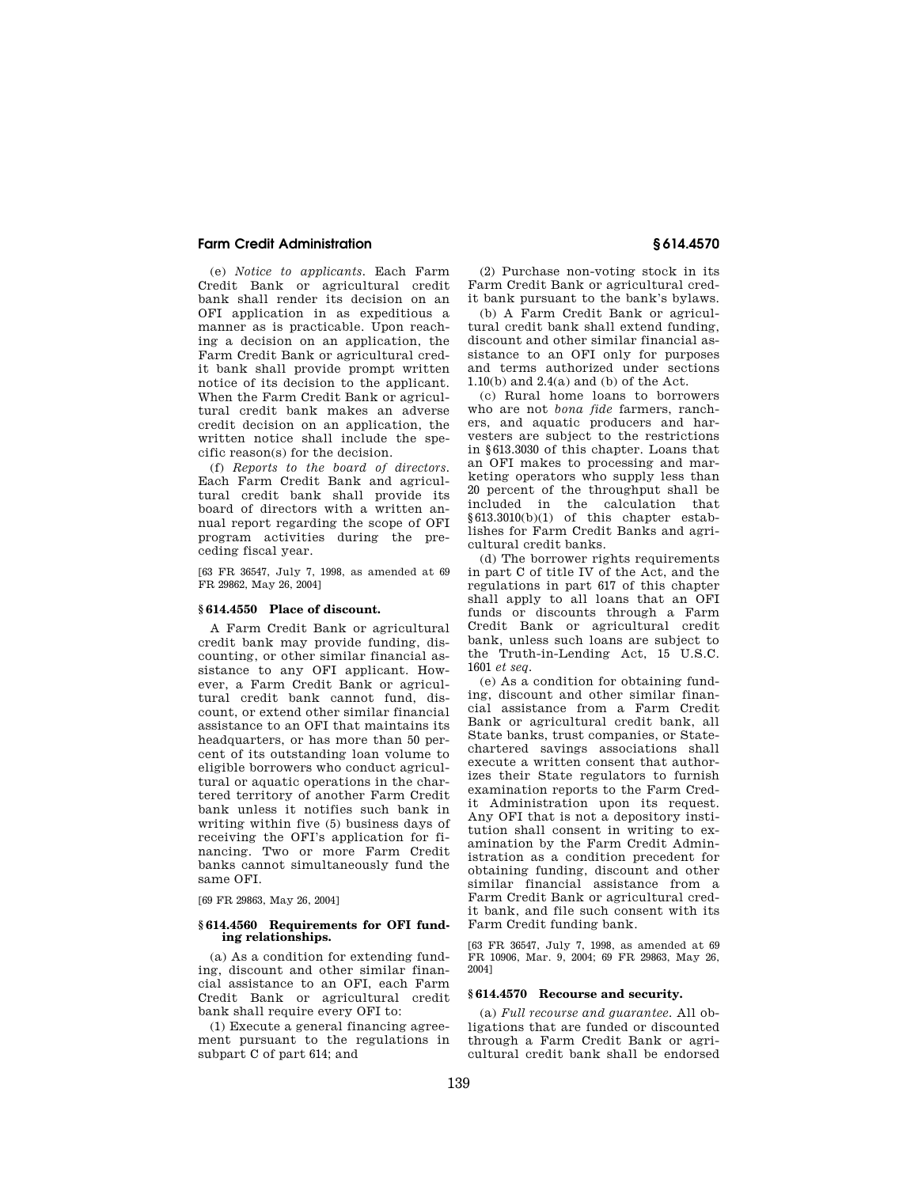(e) *Notice to applicants.* Each Farm Credit Bank or agricultural credit bank shall render its decision on an OFI application in as expeditious a manner as is practicable. Upon reaching a decision on an application, the Farm Credit Bank or agricultural credit bank shall provide prompt written notice of its decision to the applicant. When the Farm Credit Bank or agricultural credit bank makes an adverse credit decision on an application, the written notice shall include the specific reason(s) for the decision.

(f) *Reports to the board of directors.* Each Farm Credit Bank and agricultural credit bank shall provide its board of directors with a written annual report regarding the scope of OFI program activities during the preceding fiscal year.

[63 FR 36547, July 7, 1998, as amended at 69 FR 29862, May 26, 2004]

### § 614.4550 Place of discount.

A Farm Credit Bank or agricultural credit bank may provide funding, discounting, or other similar financial assistance to any OFI applicant. However, a Farm Credit Bank or agricultural credit bank cannot fund, discount, or extend other similar financial assistance to an OFI that maintains its headquarters, or has more than 50 percent of its outstanding loan volume to eligible borrowers who conduct agricultural or aquatic operations in the chartered territory of another Farm Credit bank unless it notifies such bank in writing within five (5) business days of receiving the OFI's application for financing. Two or more Farm Credit banks cannot simultaneously fund the same OFI.

[69 FR 29863, May 26, 2004]

### § 614.4560 Requirements for OFI funding relationships.

(a) As a condition for extending funding, discount and other similar financial assistance to an OFI, each Farm Credit Bank or agricultural credit bank shall require every OFI to:

(1) Execute a general financing agreement pursuant to the regulations in subpart C of part 614; and

(2) Purchase non-voting stock in its Farm Credit Bank or agricultural credit bank pursuant to the bank's bylaws.

(b) A Farm Credit Bank or agricultural credit bank shall extend funding, discount and other similar financial assistance to an OFI only for purposes and terms authorized under sections 1.10(b) and 2.4(a) and (b) of the Act.

(c) Rural home loans to borrowers who are not *bona fide* farmers, ranchers, and aquatic producers and harvesters are subject to the restrictions in §613.3030 of this chapter. Loans that an OFI makes to processing and marketing operators who supply less than 20 percent of the throughput shall be included in the calculation that §613.3010(b)(1) of this chapter establishes for Farm Credit Banks and agricultural credit banks.

(d) The borrower rights requirements in part C of title IV of the Act, and the regulations in part 617 of this chapter shall apply to all loans that an OFI funds or discounts through a Farm Credit Bank or agricultural credit bank, unless such loans are subject to the Truth-in-Lending Act, 15 U.S.C. 1601 *et seq.*

(e) As a condition for obtaining funding, discount and other similar financial assistance from a Farm Credit Bank or agricultural credit bank, all State banks, trust companies, or State-chartered savings associations shall execute a written consent that authorizes their State regulators to furnish examination reports to the Farm Credit Administration upon its request. Any OFI that is not a depository institution shall consent in writing to examination by the Farm Credit Administration as a condition precedent for obtaining funding, discount and other similar financial assistance from a Farm Credit Bank or agricultural credit bank, and file such consent with its Farm Credit funding bank.

[63 FR 36547, July 7, 1998, as amended at 69 FR 10906, Mar. 9, 2004; 69 FR 29863, May 26, 2004]

### § 614.4570 Recourse and security.

(a) *Full recourse and guarantee.* All obligations that are funded or discounted through a Farm Credit Bank or agricultural credit bank shall be endorsed